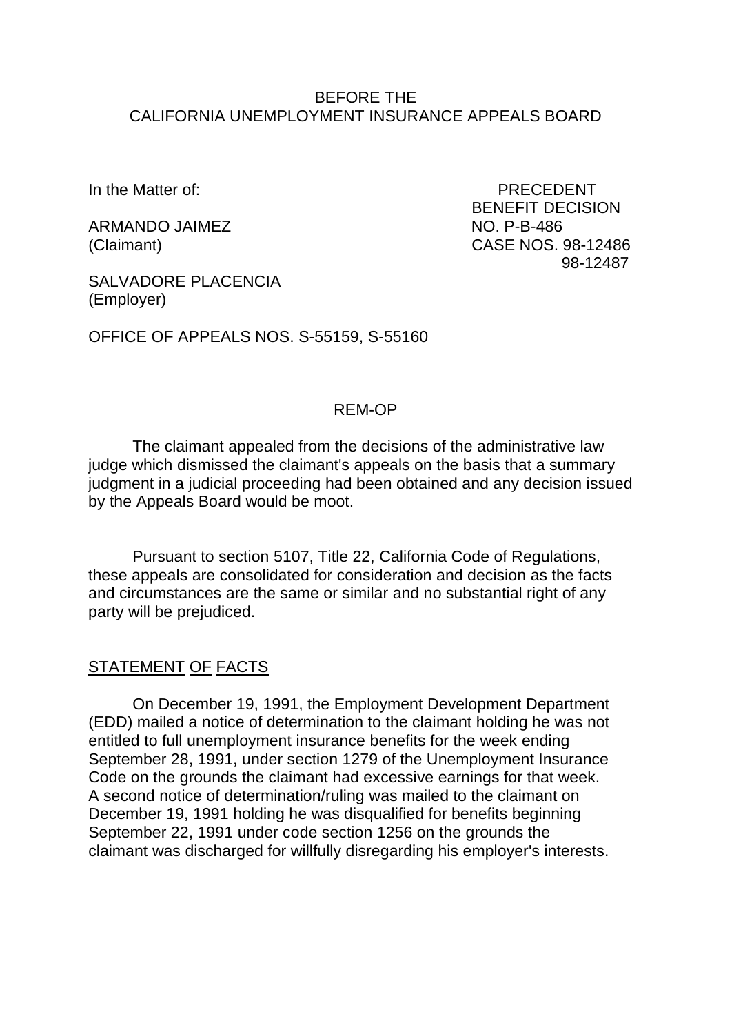BEFORE THE
CALIFORNIA UNEMPLOYMENT INSURANCE APPEALS BOARD

In the Matter of:

ARMANDO JAIMEZ
(Claimant)

SALVADORE PLACENCIA
(Employer)

PRECEDENT
BENEFIT DECISION
NO. P-B-486
CASE NOS. 98-12486
98-12487

OFFICE OF APPEALS NOS. S-55159, S-55160

REM-OP

The claimant appealed from the decisions of the administrative law judge which dismissed the claimant's appeals on the basis that a summary judgment in a judicial proceeding had been obtained and any decision issued by the Appeals Board would be moot.

Pursuant to section 5107, Title 22, California Code of Regulations, these appeals are consolidated for consideration and decision as the facts and circumstances are the same or similar and no substantial right of any party will be prejudiced.

## STATEMENT OF FACTS

On December 19, 1991, the Employment Development Department (EDD) mailed a notice of determination to the claimant holding he was not entitled to full unemployment insurance benefits for the week ending September 28, 1991, under section 1279 of the Unemployment Insurance Code on the grounds the claimant had excessive earnings for that week. A second notice of determination/ruling was mailed to the claimant on December 19, 1991 holding he was disqualified for benefits beginning September 22, 1991 under code section 1256 on the grounds the claimant was discharged for willfully disregarding his employer's interests.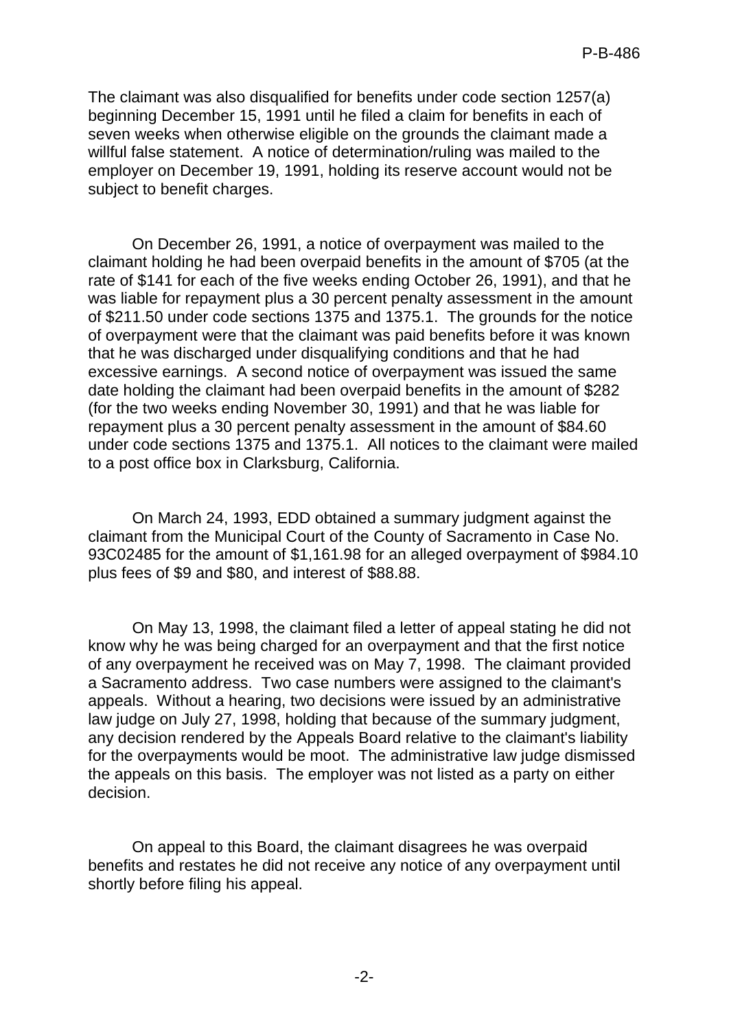The claimant was also disqualified for benefits under code section 1257(a) beginning December 15, 1991 until he filed a claim for benefits in each of seven weeks when otherwise eligible on the grounds the claimant made a willful false statement. A notice of determination/ruling was mailed to the employer on December 19, 1991, holding its reserve account would not be subject to benefit charges.

On December 26, 1991, a notice of overpayment was mailed to the claimant holding he had been overpaid benefits in the amount of $705 (at the rate of $141 for each of the five weeks ending October 26, 1991), and that he was liable for repayment plus a 30 percent penalty assessment in the amount of $211.50 under code sections 1375 and 1375.1. The grounds for the notice of overpayment were that the claimant was paid benefits before it was known that he was discharged under disqualifying conditions and that he had excessive earnings. A second notice of overpayment was issued the same date holding the claimant had been overpaid benefits in the amount of $282 (for the two weeks ending November 30, 1991) and that he was liable for repayment plus a 30 percent penalty assessment in the amount of $84.60 under code sections 1375 and 1375.1. All notices to the claimant were mailed to a post office box in Clarksburg, California.

On March 24, 1993, EDD obtained a summary judgment against the claimant from the Municipal Court of the County of Sacramento in Case No. 93C02485 for the amount of $1,161.98 for an alleged overpayment of $984.10 plus fees of $9 and $80, and interest of $88.88.

On May 13, 1998, the claimant filed a letter of appeal stating he did not know why he was being charged for an overpayment and that the first notice of any overpayment he received was on May 7, 1998. The claimant provided a Sacramento address. Two case numbers were assigned to the claimant's appeals. Without a hearing, two decisions were issued by an administrative law judge on July 27, 1998, holding that because of the summary judgment, any decision rendered by the Appeals Board relative to the claimant's liability for the overpayments would be moot. The administrative law judge dismissed the appeals on this basis. The employer was not listed as a party on either decision.

On appeal to this Board, the claimant disagrees he was overpaid benefits and restates he did not receive any notice of any overpayment until shortly before filing his appeal.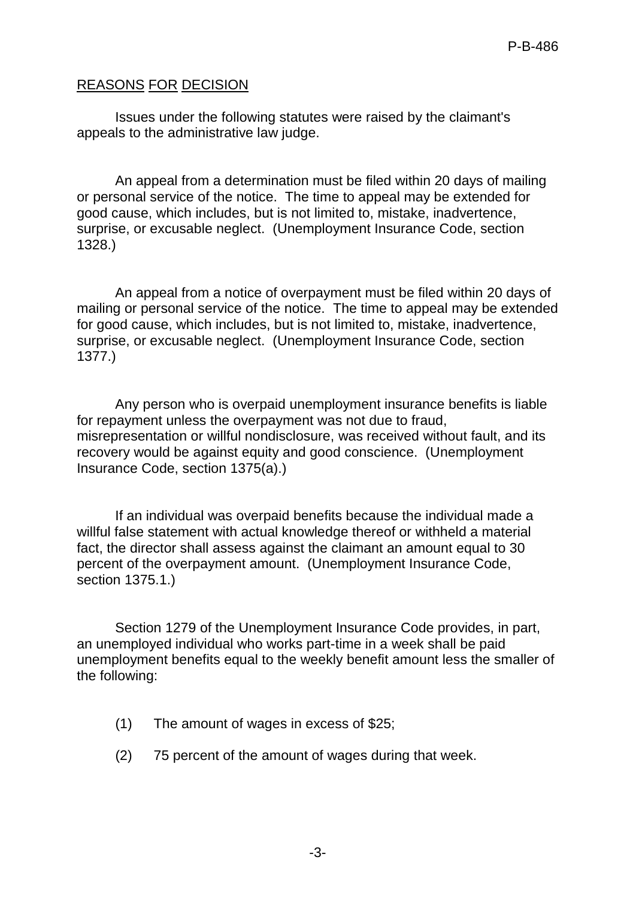## REASONS FOR DECISION

Issues under the following statutes were raised by the claimant's appeals to the administrative law judge.

An appeal from a determination must be filed within 20 days of mailing or personal service of the notice. The time to appeal may be extended for good cause, which includes, but is not limited to, mistake, inadvertence, surprise, or excusable neglect. (Unemployment Insurance Code, section 1328.)

An appeal from a notice of overpayment must be filed within 20 days of mailing or personal service of the notice. The time to appeal may be extended for good cause, which includes, but is not limited to, mistake, inadvertence, surprise, or excusable neglect. (Unemployment Insurance Code, section 1377.)

Any person who is overpaid unemployment insurance benefits is liable for repayment unless the overpayment was not due to fraud, misrepresentation or willful nondisclosure, was received without fault, and its recovery would be against equity and good conscience. (Unemployment Insurance Code, section 1375(a).)

If an individual was overpaid benefits because the individual made a willful false statement with actual knowledge thereof or withheld a material fact, the director shall assess against the claimant an amount equal to 30 percent of the overpayment amount. (Unemployment Insurance Code, section 1375.1.)

Section 1279 of the Unemployment Insurance Code provides, in part, an unemployed individual who works part-time in a week shall be paid unemployment benefits equal to the weekly benefit amount less the smaller of the following:

(1) The amount of wages in excess of $25;

(2) 75 percent of the amount of wages during that week.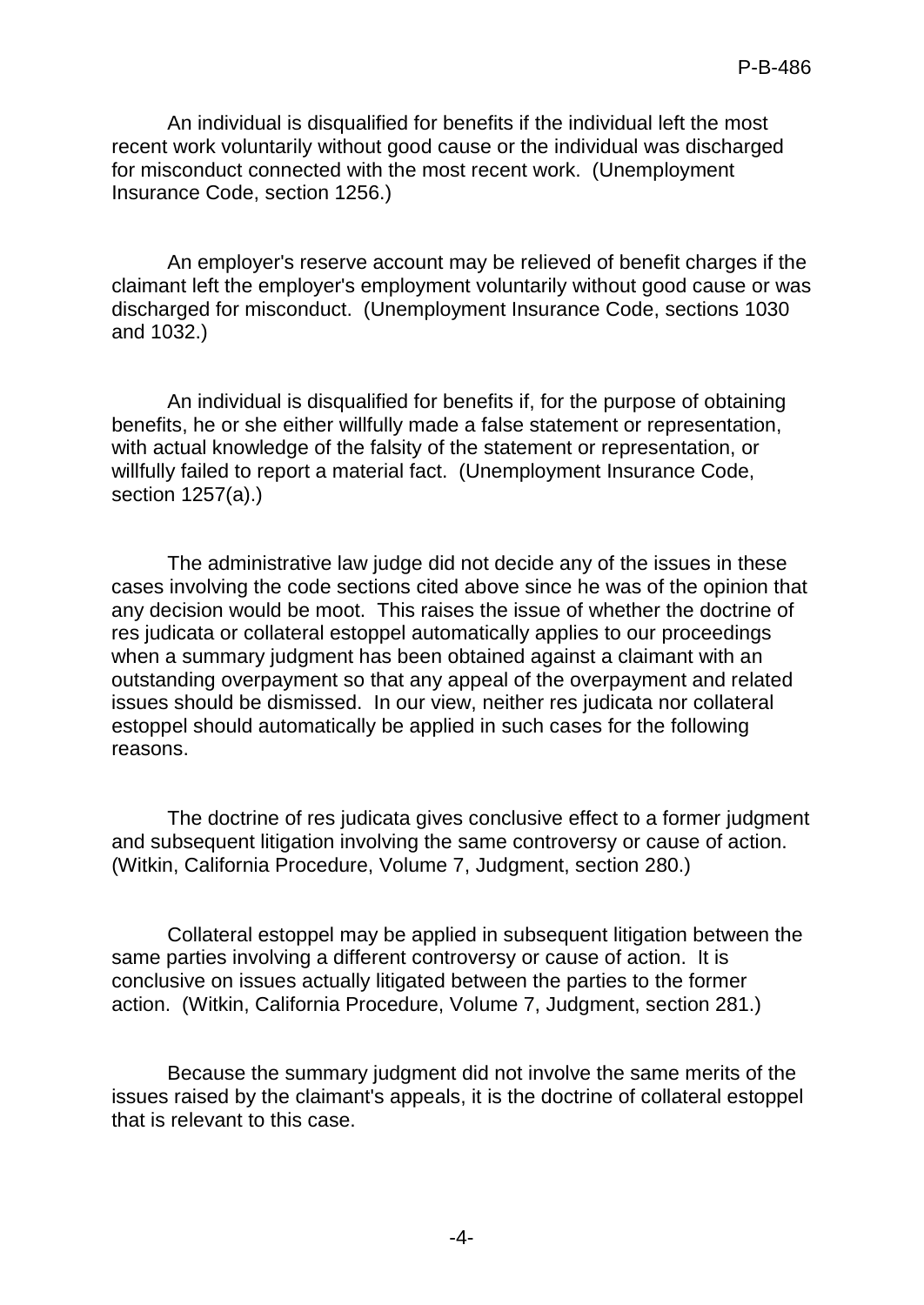An individual is disqualified for benefits if the individual left the most recent work voluntarily without good cause or the individual was discharged for misconduct connected with the most recent work. (Unemployment Insurance Code, section 1256.)

An employer's reserve account may be relieved of benefit charges if the claimant left the employer's employment voluntarily without good cause or was discharged for misconduct. (Unemployment Insurance Code, sections 1030 and 1032.)

An individual is disqualified for benefits if, for the purpose of obtaining benefits, he or she either willfully made a false statement or representation, with actual knowledge of the falsity of the statement or representation, or willfully failed to report a material fact. (Unemployment Insurance Code, section 1257(a).)

The administrative law judge did not decide any of the issues in these cases involving the code sections cited above since he was of the opinion that any decision would be moot. This raises the issue of whether the doctrine of res judicata or collateral estoppel automatically applies to our proceedings when a summary judgment has been obtained against a claimant with an outstanding overpayment so that any appeal of the overpayment and related issues should be dismissed. In our view, neither res judicata nor collateral estoppel should automatically be applied in such cases for the following reasons.

The doctrine of res judicata gives conclusive effect to a former judgment and subsequent litigation involving the same controversy or cause of action. (Witkin, California Procedure, Volume 7, Judgment, section 280.)

Collateral estoppel may be applied in subsequent litigation between the same parties involving a different controversy or cause of action. It is conclusive on issues actually litigated between the parties to the former action. (Witkin, California Procedure, Volume 7, Judgment, section 281.)

Because the summary judgment did not involve the same merits of the issues raised by the claimant's appeals, it is the doctrine of collateral estoppel that is relevant to this case.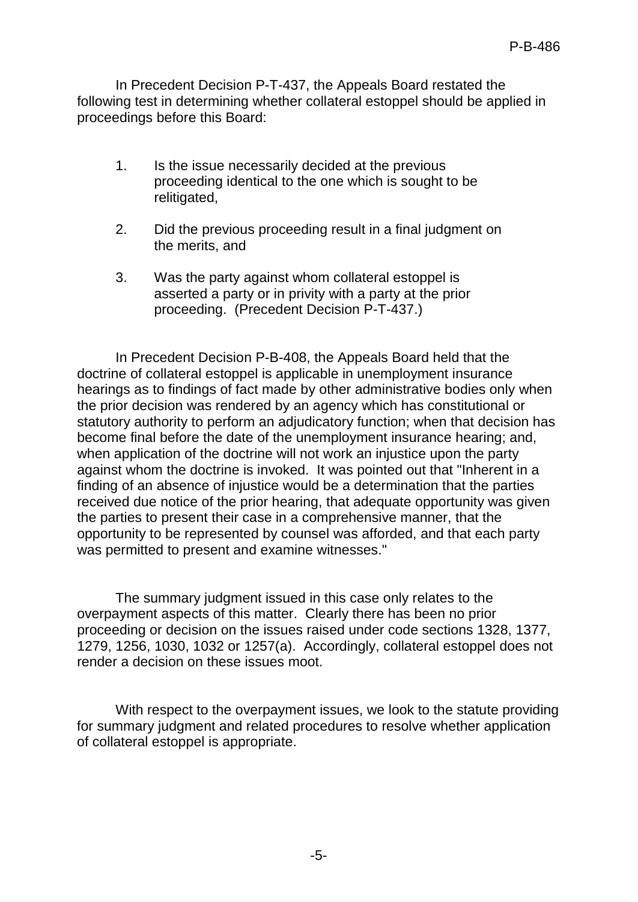In Precedent Decision P-T-437, the Appeals Board restated the following test in determining whether collateral estoppel should be applied in proceedings before this Board:

1. Is the issue necessarily decided at the previous proceeding identical to the one which is sought to be relitigated,

2. Did the previous proceeding result in a final judgment on the merits, and

3. Was the party against whom collateral estoppel is asserted a party or in privity with a party at the prior proceeding. (Precedent Decision P-T-437.)

In Precedent Decision P-B-408, the Appeals Board held that the doctrine of collateral estoppel is applicable in unemployment insurance hearings as to findings of fact made by other administrative bodies only when the prior decision was rendered by an agency which has constitutional or statutory authority to perform an adjudicatory function; when that decision has become final before the date of the unemployment insurance hearing; and, when application of the doctrine will not work an injustice upon the party against whom the doctrine is invoked. It was pointed out that "Inherent in a finding of an absence of injustice would be a determination that the parties received due notice of the prior hearing, that adequate opportunity was given the parties to present their case in a comprehensive manner, that the opportunity to be represented by counsel was afforded, and that each party was permitted to present and examine witnesses."

The summary judgment issued in this case only relates to the overpayment aspects of this matter. Clearly there has been no prior proceeding or decision on the issues raised under code sections 1328, 1377, 1279, 1256, 1030, 1032 or 1257(a). Accordingly, collateral estoppel does not render a decision on these issues moot.

With respect to the overpayment issues, we look to the statute providing for summary judgment and related procedures to resolve whether application of collateral estoppel is appropriate.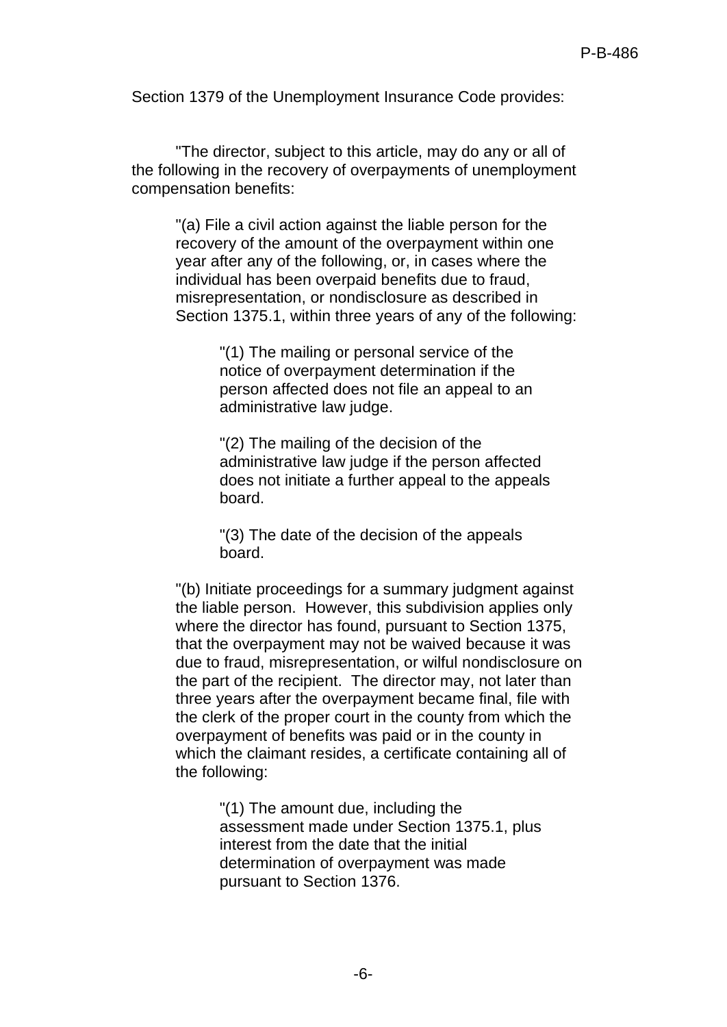Section 1379 of the Unemployment Insurance Code provides:

"The director, subject to this article, may do any or all of the following in the recovery of overpayments of unemployment compensation benefits:

> "(a) File a civil action against the liable person for the recovery of the amount of the overpayment within one year after any of the following, or, in cases where the individual has been overpaid benefits due to fraud, misrepresentation, or nondisclosure as described in Section 1375.1, within three years of any of the following:
>
> > "(1) The mailing or personal service of the notice of overpayment determination if the person affected does not file an appeal to an administrative law judge.
> >
> > "(2) The mailing of the decision of the administrative law judge if the person affected does not initiate a further appeal to the appeals board.
> >
> > "(3) The date of the decision of the appeals board.
>
> "(b) Initiate proceedings for a summary judgment against the liable person. However, this subdivision applies only where the director has found, pursuant to Section 1375, that the overpayment may not be waived because it was due to fraud, misrepresentation, or wilful nondisclosure on the part of the recipient. The director may, not later than three years after the overpayment became final, file with the clerk of the proper court in the county from which the overpayment of benefits was paid or in the county in which the claimant resides, a certificate containing all of the following:
>
> > "(1) The amount due, including the assessment made under Section 1375.1, plus interest from the date that the initial determination of overpayment was made pursuant to Section 1376.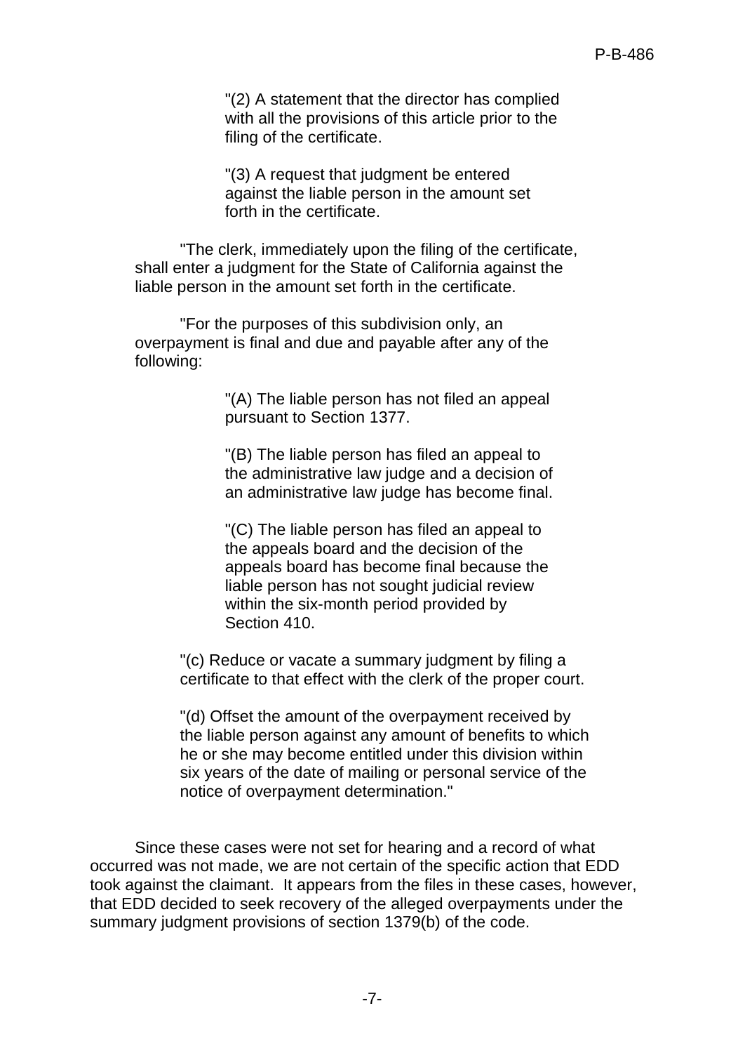"(2) A statement that the director has complied with all the provisions of this article prior to the filing of the certificate.

"(3) A request that judgment be entered against the liable person in the amount set forth in the certificate.

"The clerk, immediately upon the filing of the certificate, shall enter a judgment for the State of California against the liable person in the amount set forth in the certificate.

"For the purposes of this subdivision only, an overpayment is final and due and payable after any of the following:

"(A) The liable person has not filed an appeal pursuant to Section 1377.

"(B) The liable person has filed an appeal to the administrative law judge and a decision of an administrative law judge has become final.

"(C) The liable person has filed an appeal to the appeals board and the decision of the appeals board has become final because the liable person has not sought judicial review within the six-month period provided by Section 410.

"(c) Reduce or vacate a summary judgment by filing a certificate to that effect with the clerk of the proper court.

"(d) Offset the amount of the overpayment received by the liable person against any amount of benefits to which he or she may become entitled under this division within six years of the date of mailing or personal service of the notice of overpayment determination."

Since these cases were not set for hearing and a record of what occurred was not made, we are not certain of the specific action that EDD took against the claimant. It appears from the files in these cases, however, that EDD decided to seek recovery of the alleged overpayments under the summary judgment provisions of section 1379(b) of the code.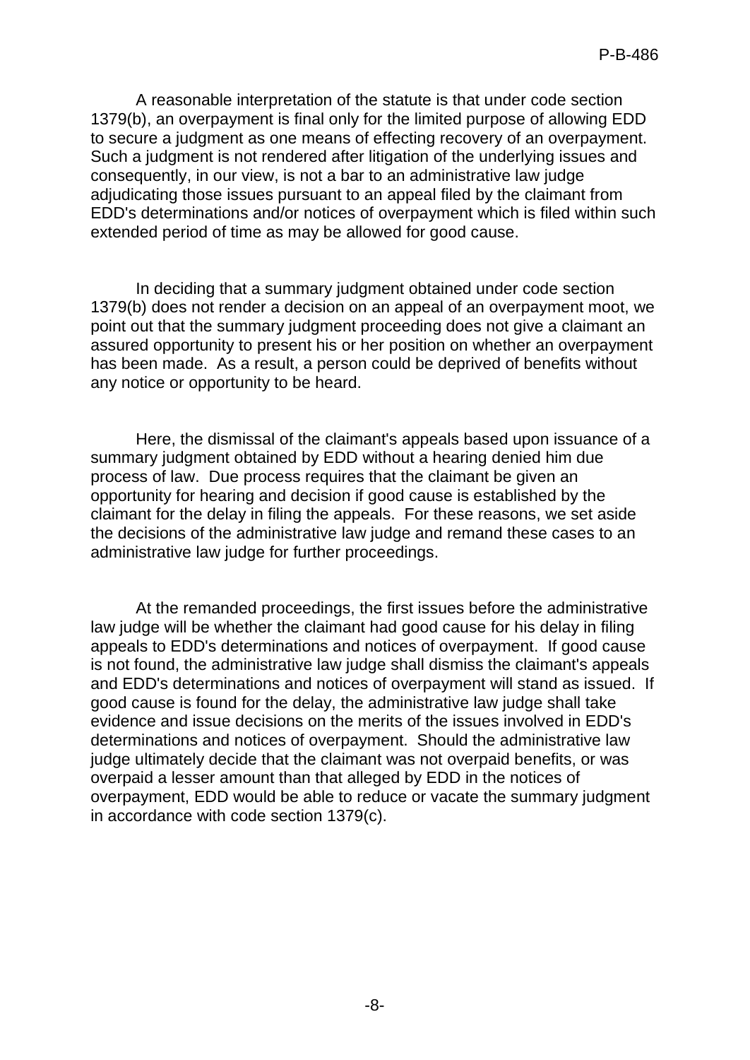A reasonable interpretation of the statute is that under code section 1379(b), an overpayment is final only for the limited purpose of allowing EDD to secure a judgment as one means of effecting recovery of an overpayment. Such a judgment is not rendered after litigation of the underlying issues and consequently, in our view, is not a bar to an administrative law judge adjudicating those issues pursuant to an appeal filed by the claimant from EDD's determinations and/or notices of overpayment which is filed within such extended period of time as may be allowed for good cause.

In deciding that a summary judgment obtained under code section 1379(b) does not render a decision on an appeal of an overpayment moot, we point out that the summary judgment proceeding does not give a claimant an assured opportunity to present his or her position on whether an overpayment has been made. As a result, a person could be deprived of benefits without any notice or opportunity to be heard.

Here, the dismissal of the claimant's appeals based upon issuance of a summary judgment obtained by EDD without a hearing denied him due process of law. Due process requires that the claimant be given an opportunity for hearing and decision if good cause is established by the claimant for the delay in filing the appeals. For these reasons, we set aside the decisions of the administrative law judge and remand these cases to an administrative law judge for further proceedings.

At the remanded proceedings, the first issues before the administrative law judge will be whether the claimant had good cause for his delay in filing appeals to EDD's determinations and notices of overpayment. If good cause is not found, the administrative law judge shall dismiss the claimant's appeals and EDD's determinations and notices of overpayment will stand as issued. If good cause is found for the delay, the administrative law judge shall take evidence and issue decisions on the merits of the issues involved in EDD's determinations and notices of overpayment. Should the administrative law judge ultimately decide that the claimant was not overpaid benefits, or was overpaid a lesser amount than that alleged by EDD in the notices of overpayment, EDD would be able to reduce or vacate the summary judgment in accordance with code section 1379(c).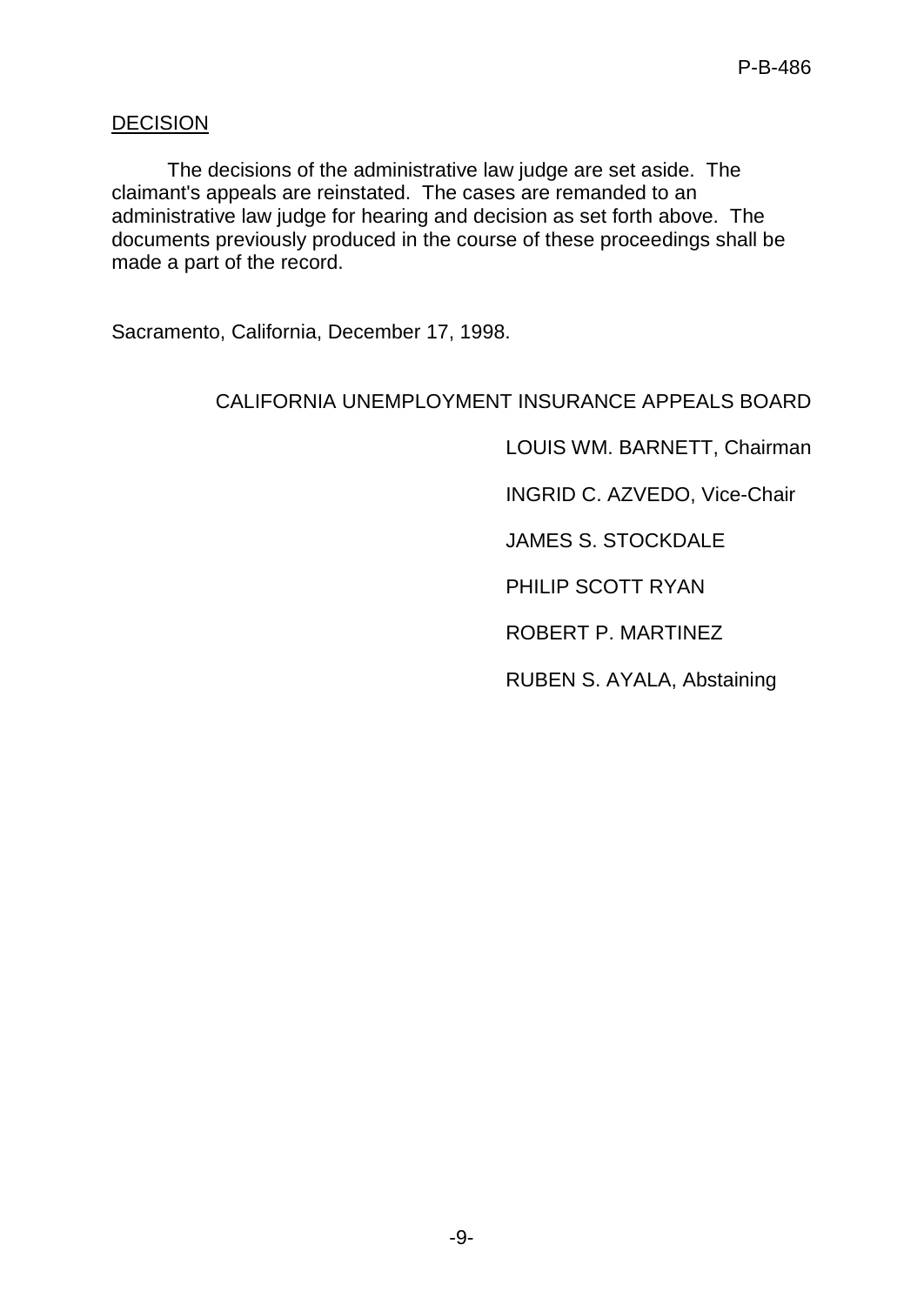## DECISION

The decisions of the administrative law judge are set aside. The claimant's appeals are reinstated. The cases are remanded to an administrative law judge for hearing and decision as set forth above. The documents previously produced in the course of these proceedings shall be made a part of the record.

Sacramento, California, December 17, 1998.

CALIFORNIA UNEMPLOYMENT INSURANCE APPEALS BOARD

LOUIS WM. BARNETT, Chairman

INGRID C. AZVEDO, Vice-Chair

JAMES S. STOCKDALE

PHILIP SCOTT RYAN

ROBERT P. MARTINEZ

RUBEN S. AYALA, Abstaining